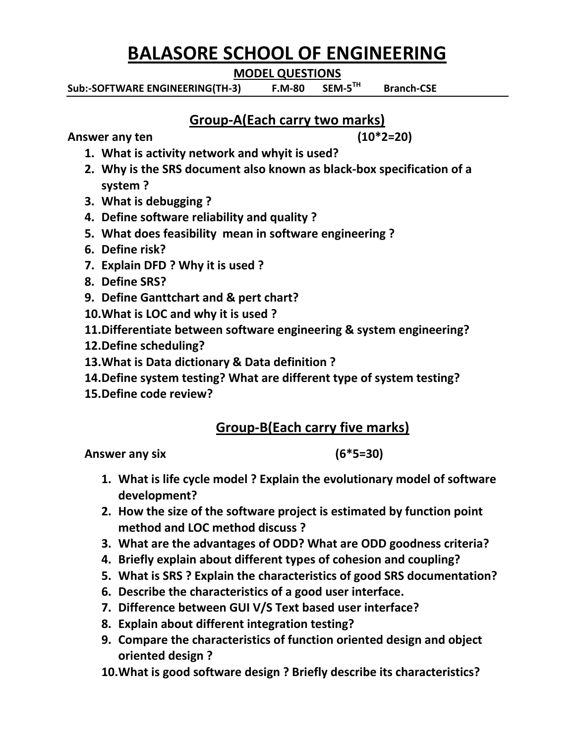# BALASORE SCHOOL OF ENGINEERING

## MODEL QUESTIONS

**Sub:-SOFTWARE ENGINEERING(TH-3) F.M-80 SEM-5TH Branch-CSE**

## Group-A(Each carry two marks)

**Answer any ten (10*2=20)**

1. **What is activity network and whyit is used?**
2. **Why is the SRS document also known as black-box specification of a system ?**
3. **What is debugging ?**
4. **Define software reliability and quality ?**
5. **What does feasibility mean in software engineering ?**
6. **Define risk?**
7. **Explain DFD ? Why it is used ?**
8. **Define SRS?**
9. **Define Ganttchart and & pert chart?**
10. **What is LOC and why it is used ?**
11. **Differentiate between software engineering & system engineering?**
12. **Define scheduling?**
13. **What is Data dictionary & Data definition ?**
14. **Define system testing? What are different type of system testing?**
15. **Define code review?**

## Group-B(Each carry five marks)

**Answer any six (6*5=30)**

1. **What is life cycle model ? Explain the evolutionary model of software development?**
2. **How the size of the software project is estimated by function point method and LOC method discuss ?**
3. **What are the advantages of ODD? What are ODD goodness criteria?**
4. **Briefly explain about different types of cohesion and coupling?**
5. **What is SRS ? Explain the characteristics of good SRS documentation?**
6. **Describe the characteristics of a good user interface.**
7. **Difference between GUI V/S Text based user interface?**
8. **Explain about different integration testing?**
9. **Compare the characteristics of function oriented design and object oriented design ?**
10. **What is good software design ? Briefly describe its characteristics?**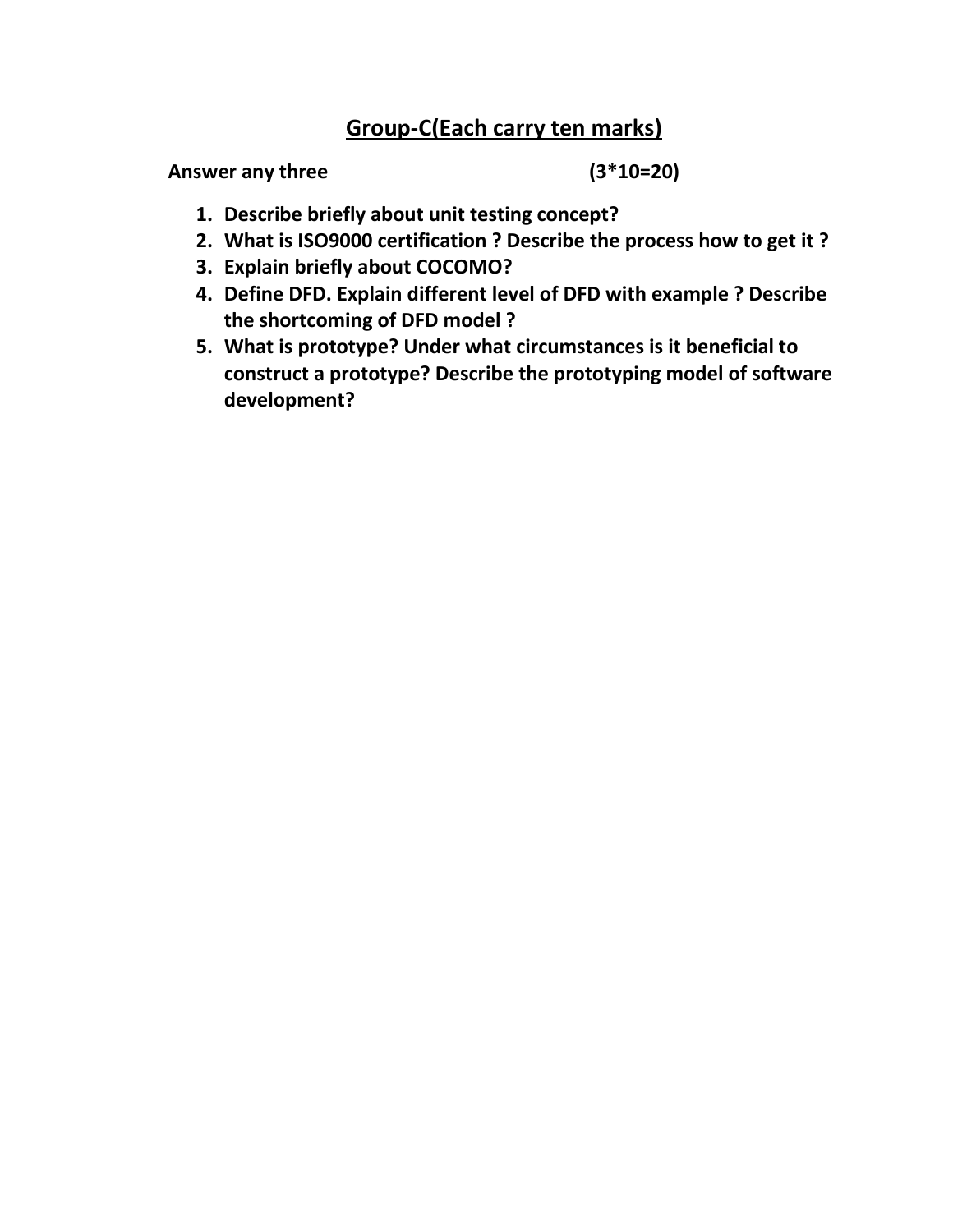## Group-C(Each carry ten marks)

**Answer any three (3*10=20)**

1. **Describe briefly about unit testing concept?**
2. **What is ISO9000 certification ? Describe the process how to get it ?**
3. **Explain briefly about COCOMO?**
4. **Define DFD. Explain different level of DFD with example ? Describe the shortcoming of DFD model ?**
5. **What is prototype? Under what circumstances is it beneficial to construct a prototype? Describe the prototyping model of software development?**